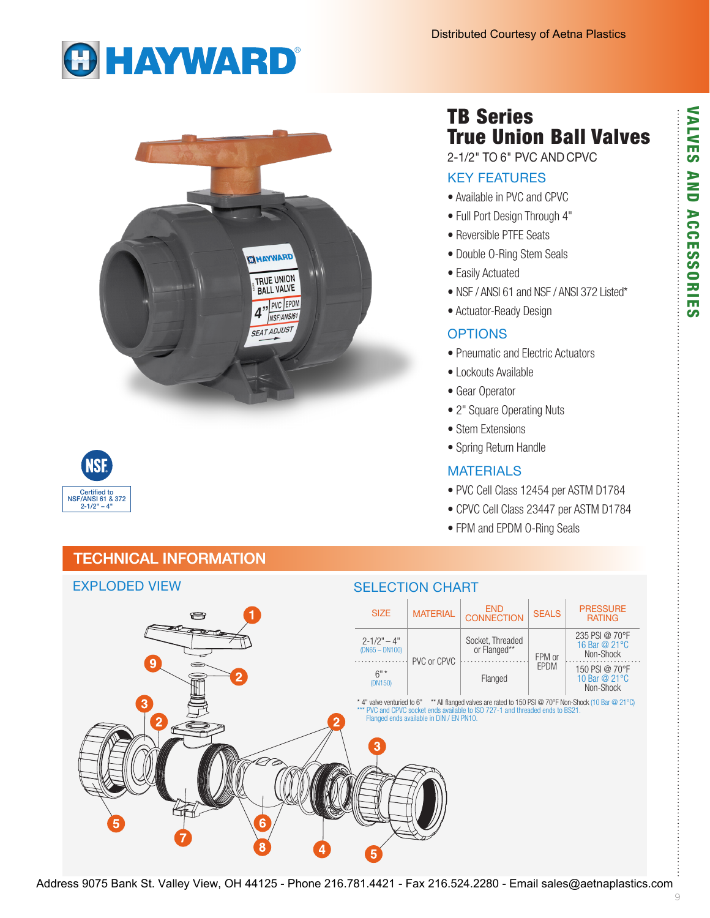Distributed Courtesy of Aetna Plastics

# TB Series True Union Ball Valves

2-1/2" TO 6" PVC AND CPVC

## KEY FEATURES

- Available in PVC and CPVC
- Full Port Design Through 4"
- Reversible PTFE Seats
- Double O-Ring Stem Seals
- Easily Actuated
- NSF / ANSI 61 and NSF / ANSI 372 Listed*
- Actuator-Ready Design

## OPTIONS

- Pneumatic and Electric Actuators
- Lockouts Available
- Gear Operator
- 2" Square Operating Nuts
- Stem Extensions
- Spring Return Handle

## MATERIALS

- PVC Cell Class 12454 per ASTM D1784
- CPVC Cell Class 23447 per ASTM D1784
- FPM and EPDM O-Ring Seals

NSF Certified to NSF/ANSI 61 & 372 2-1/2" – 4"

## TECHNICAL INFORMATION

### EXPLODED VIEW

### SELECTION CHART

| SIZE | MATERIAL | END CONNECTION | SEALS | PRESSURE RATING |
|---|---|---|---|---|
| 2-1/2" – 4" (DN65 – DN100) | PVC or CPVC | Socket, Threaded or Flanged** | FPM or EPDM | 235 PSI @ 70°F 16 Bar @ 21°C Non-Shock |
| 6" * (DN150) | PVC or CPVC | Flanged | FPM or EPDM | 150 PSI @ 70°F 10 Bar @ 21°C Non-Shock |

\* 4" valve venturied to 6" ** All flanged valves are rated to 150 PSI @ 70°F Non-Shock (10 Bar @ 21°C)
*** PVC and CPVC socket ends available to ISO 727-1 and threaded ends to BS21. Flanged ends available in DIN / EN PN10.

Address 9075 Bank St. Valley View, OH 44125 - Phone 216.781.4421 - Fax 216.524.2280 - Email sales@aetnaplastics.com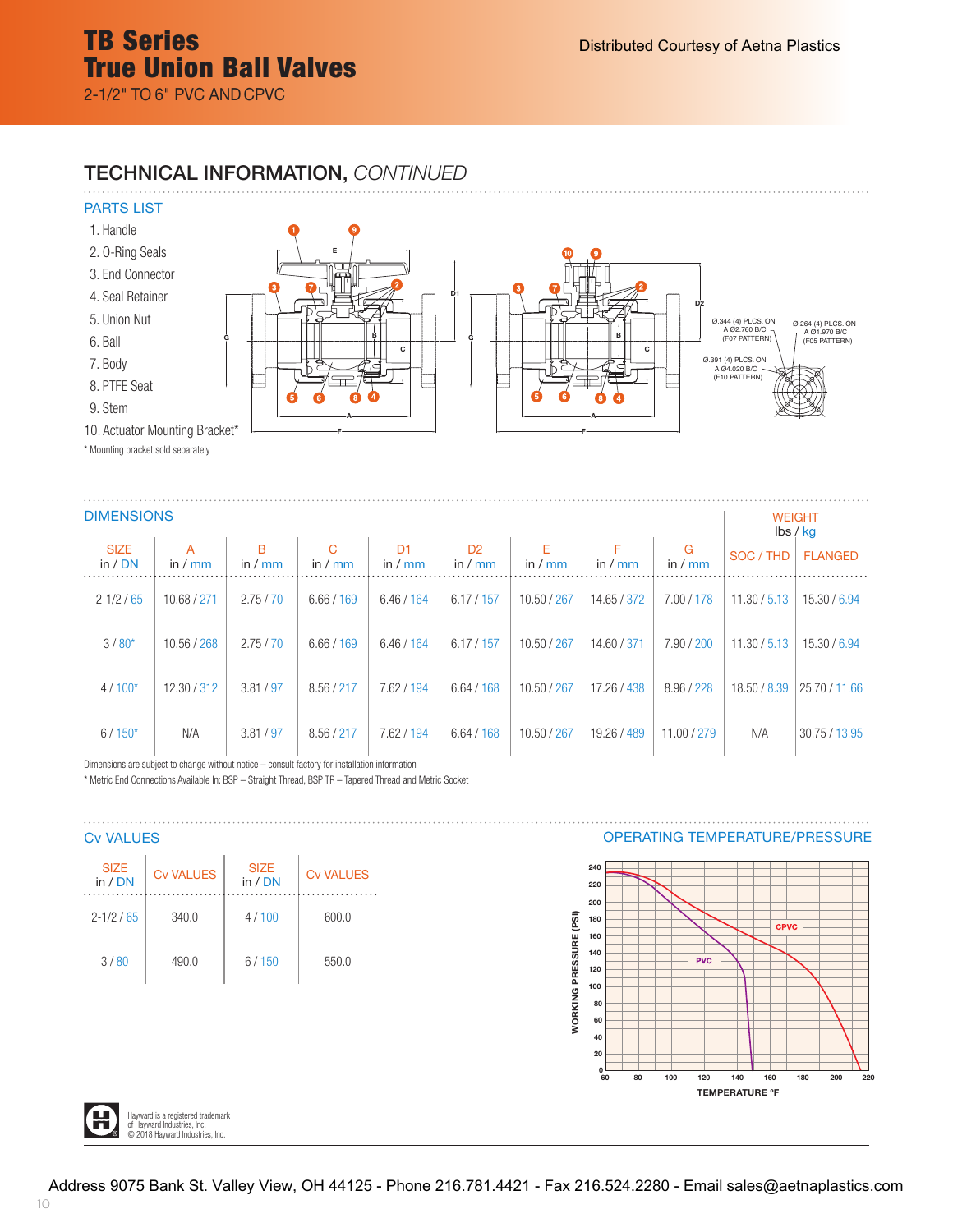# TB Series True Union Ball Valves

2-1/2" TO 6" PVC AND CPVC

Distributed Courtesy of Aetna Plastics

## TECHNICAL INFORMATION, *CONTINUED*

### PARTS LIST

1. Handle
2. O-Ring Seals
3. End Connector
4. Seal Retainer
5. Union Nut
6. Ball
7. Body
8. PTFE Seat
9. Stem
10. Actuator Mounting Bracket*

\* Mounting bracket sold separately

Ø.344 (4) PLCS. ON A Ø2.760 B/C (F07 PATTERN)

Ø.264 (4) PLCS. ON A Ø1.970 B/C (F05 PATTERN)

Ø.391 (4) PLCS. ON A Ø4.020 B/C (F10 PATTERN)

### DIMENSIONS

| SIZE in / DN | A in / mm | B in / mm | C in / mm | D1 in / mm | D2 in / mm | E in / mm | F in / mm | G in / mm | WEIGHT lbs / kg SOC / THD | FLANGED |
|---|---|---|---|---|---|---|---|---|---|---|
| 2-1/2 / 65 | 10.68 / 271 | 2.75 / 70 | 6.66 / 169 | 6.46 / 164 | 6.17 / 157 | 10.50 / 267 | 14.65 / 372 | 7.00 / 178 | 11.30 / 5.13 | 15.30 / 6.94 |
| 3 / 80* | 10.56 / 268 | 2.75 / 70 | 6.66 / 169 | 6.46 / 164 | 6.17 / 157 | 10.50 / 267 | 14.60 / 371 | 7.90 / 200 | 11.30 / 5.13 | 15.30 / 6.94 |
| 4 / 100* | 12.30 / 312 | 3.81 / 97 | 8.56 / 217 | 7.62 / 194 | 6.64 / 168 | 10.50 / 267 | 17.26 / 438 | 8.96 / 228 | 18.50 / 8.39 | 25.70 / 11.66 |
| 6 / 150* | N/A | 3.81 / 97 | 8.56 / 217 | 7.62 / 194 | 6.64 / 168 | 10.50 / 267 | 19.26 / 489 | 11.00 / 279 | N/A | 30.75 / 13.95 |

Dimensions are subject to change without notice – consult factory for installation information

\* Metric End Connections Available In: BSP – Straight Thread, BSP TR – Tapered Thread and Metric Socket

### Cv VALUES

| SIZE in / DN | Cv VALUES | SIZE in / DN | Cv VALUES |
|---|---|---|---|
| 2-1/2 / 65 | 340.0 | 4 / 100 | 600.0 |
| 3 / 80 | 490.0 | 6 / 150 | 550.0 |

### OPERATING TEMPERATURE/PRESSURE

WORKING PRESSURE (PSI)

240
220
200
180
160
140
120
100
80
60
40
20
0

CPVC

PVC

60 80 100 120 140 160 180 200 220

TEMPERATURE °F

Hayward is a registered trademark of Hayward Industries, Inc.
© 2018 Hayward Industries, Inc.

Address 9075 Bank St. Valley View, OH 44125 - Phone 216.781.4421 - Fax 216.524.2280 - Email sales@aetnaplastics.com